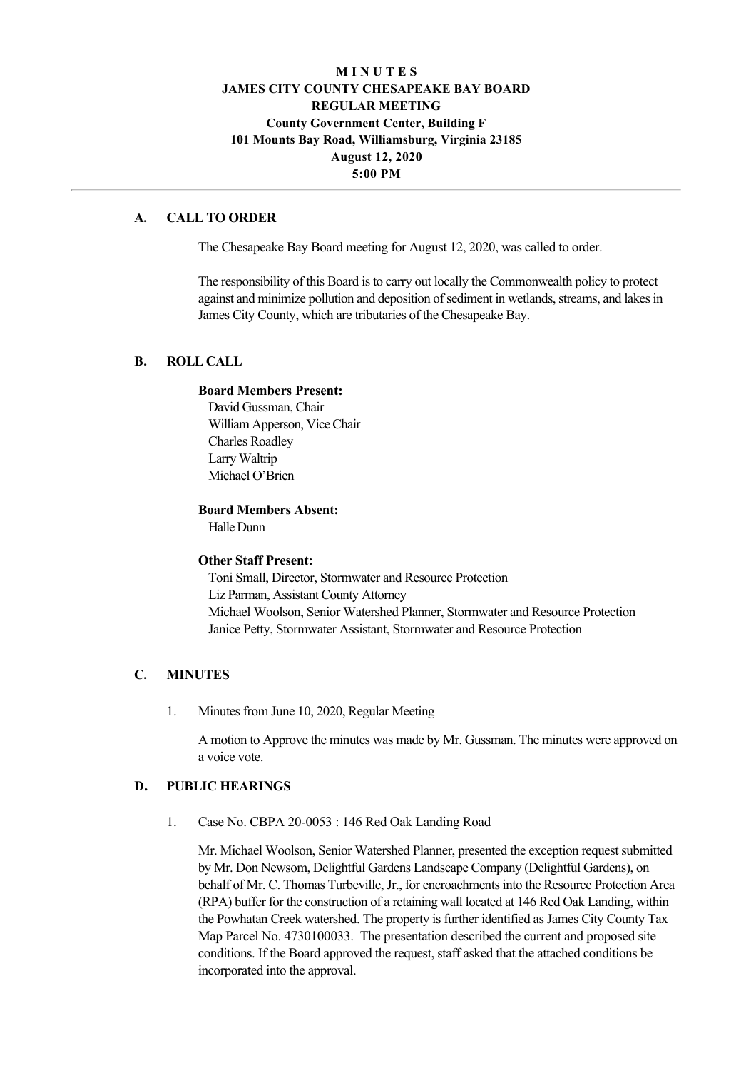# MINUTES
## JAMES CITY COUNTY CHESAPEAKE BAY BOARD
## REGULAR MEETING
**County Government Center, Building F**
**101 Mounts Bay Road, Williamsburg, Virginia 23185**
**August 12, 2020**
**5:00 PM**

---

### A. CALL TO ORDER

The Chesapeake Bay Board meeting for August 12, 2020, was called to order.

The responsibility of this Board is to carry out locally the Commonwealth policy to protect against and minimize pollution and deposition of sediment in wetlands, streams, and lakes in James City County, which are tributaries of the Chesapeake Bay.

### B. ROLL CALL

**Board Members Present:**
David Gussman, Chair
William Apperson, Vice Chair
Charles Roadley
Larry Waltrip
Michael O'Brien

**Board Members Absent:**
Halle Dunn

**Other Staff Present:**
Toni Small, Director, Stormwater and Resource Protection
Liz Parman, Assistant County Attorney
Michael Woolson, Senior Watershed Planner, Stormwater and Resource Protection
Janice Petty, Stormwater Assistant, Stormwater and Resource Protection

### C. MINUTES

1. Minutes from June 10, 2020, Regular Meeting

   A motion to Approve the minutes was made by Mr. Gussman. The minutes were approved on a voice vote.

### D. PUBLIC HEARINGS

1. Case No. CBPA 20-0053 : 146 Red Oak Landing Road

   Mr. Michael Woolson, Senior Watershed Planner, presented the exception request submitted by Mr. Don Newsom, Delightful Gardens Landscape Company (Delightful Gardens), on behalf of Mr. C. Thomas Turbeville, Jr., for encroachments into the Resource Protection Area (RPA) buffer for the construction of a retaining wall located at 146 Red Oak Landing, within the Powhatan Creek watershed. The property is further identified as James City County Tax Map Parcel No. 4730100033. The presentation described the current and proposed site conditions. If the Board approved the request, staff asked that the attached conditions be incorporated into the approval.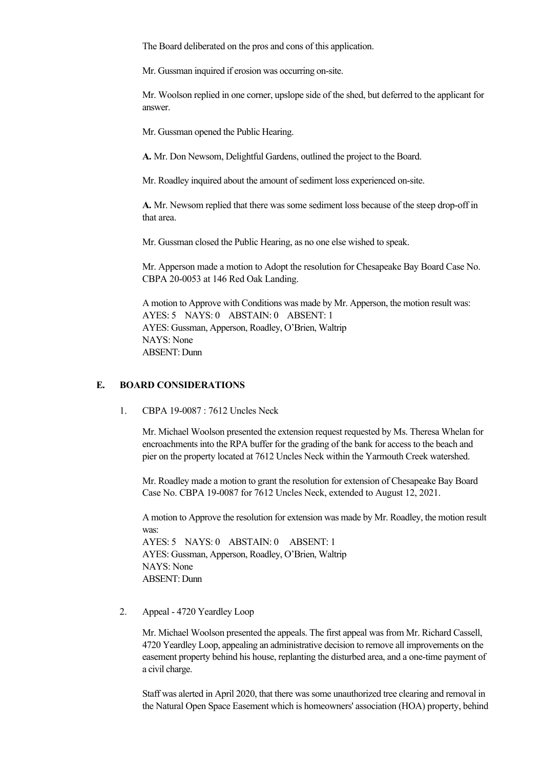The Board deliberated on the pros and cons of this application.

Mr. Gussman inquired if erosion was occurring on-site.

Mr. Woolson replied in one corner, upslope side of the shed, but deferred to the applicant for answer.

Mr. Gussman opened the Public Hearing.

**A.** Mr. Don Newsom, Delightful Gardens, outlined the project to the Board.

Mr. Roadley inquired about the amount of sediment loss experienced on-site.

**A.** Mr. Newsom replied that there was some sediment loss because of the steep drop-off in that area.

Mr. Gussman closed the Public Hearing, as no one else wished to speak.

Mr. Apperson made a motion to Adopt the resolution for Chesapeake Bay Board Case No. CBPA 20-0053 at 146 Red Oak Landing.

A motion to Approve with Conditions was made by Mr. Apperson, the motion result was:
AYES: 5 NAYS: 0 ABSTAIN: 0 ABSENT: 1
AYES: Gussman, Apperson, Roadley, O'Brien, Waltrip
NAYS: None
ABSENT: Dunn

## E. BOARD CONSIDERATIONS

1. CBPA 19-0087 : 7612 Uncles Neck

   Mr. Michael Woolson presented the extension request requested by Ms. Theresa Whelan for encroachments into the RPA buffer for the grading of the bank for access to the beach and pier on the property located at 7612 Uncles Neck within the Yarmouth Creek watershed.

   Mr. Roadley made a motion to grant the resolution for extension of Chesapeake Bay Board Case No. CBPA 19-0087 for 7612 Uncles Neck, extended to August 12, 2021.

   A motion to Approve the resolution for extension was made by Mr. Roadley, the motion result was:
   AYES: 5 NAYS: 0 ABSTAIN: 0 ABSENT: 1
   AYES: Gussman, Apperson, Roadley, O'Brien, Waltrip
   NAYS: None
   ABSENT: Dunn

2. Appeal - 4720 Yeardley Loop

   Mr. Michael Woolson presented the appeals. The first appeal was from Mr. Richard Cassell, 4720 Yeardley Loop, appealing an administrative decision to remove all improvements on the easement property behind his house, replanting the disturbed area, and a one-time payment of a civil charge.

   Staff was alerted in April 2020, that there was some unauthorized tree clearing and removal in the Natural Open Space Easement which is homeowners' association (HOA) property, behind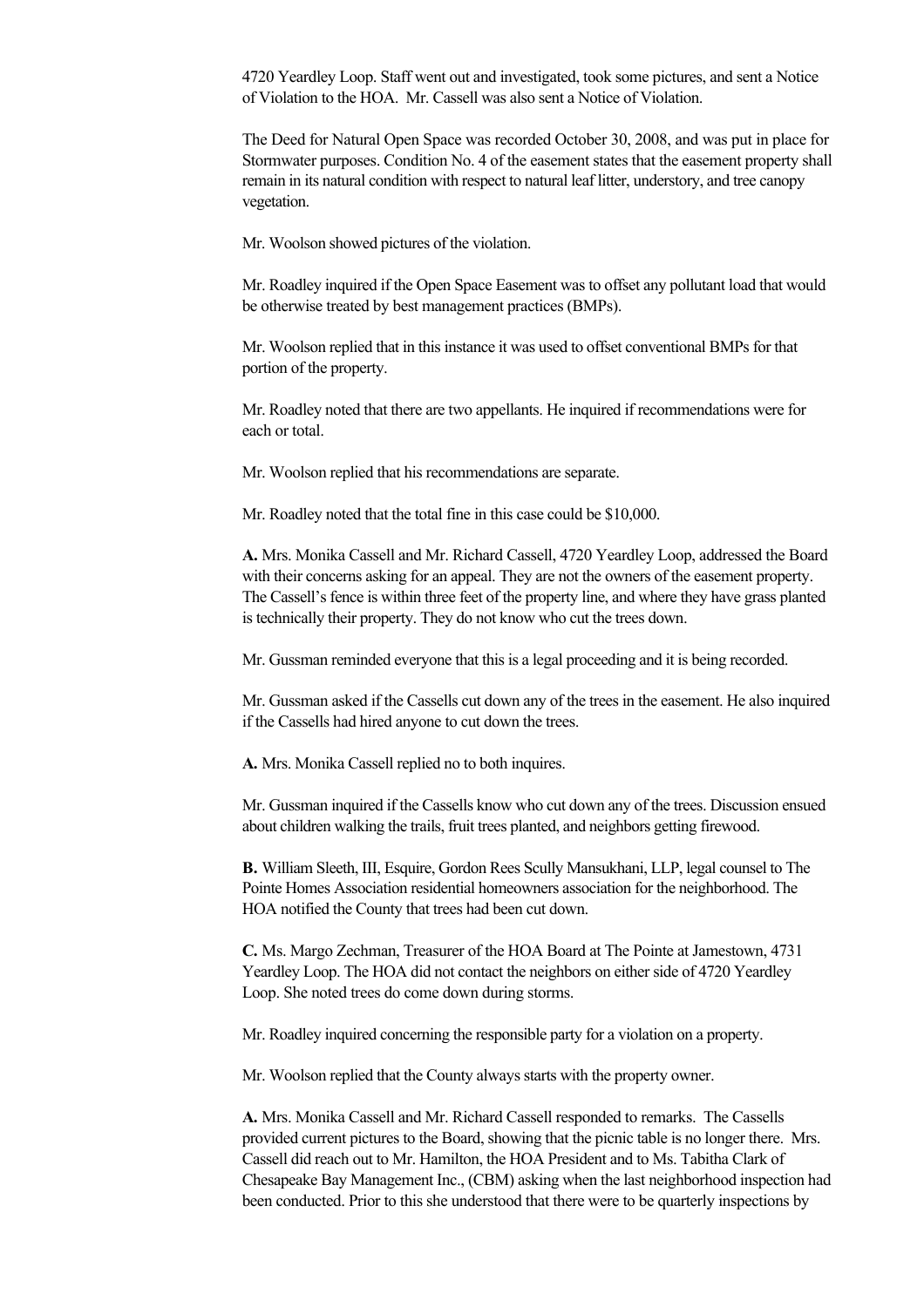4720 Yeardley Loop. Staff went out and investigated, took some pictures, and sent a Notice of Violation to the HOA. Mr. Cassell was also sent a Notice of Violation.

The Deed for Natural Open Space was recorded October 30, 2008, and was put in place for Stormwater purposes. Condition No. 4 of the easement states that the easement property shall remain in its natural condition with respect to natural leaf litter, understory, and tree canopy vegetation.

Mr. Woolson showed pictures of the violation.

Mr. Roadley inquired if the Open Space Easement was to offset any pollutant load that would be otherwise treated by best management practices (BMPs).

Mr. Woolson replied that in this instance it was used to offset conventional BMPs for that portion of the property.

Mr. Roadley noted that there are two appellants. He inquired if recommendations were for each or total.

Mr. Woolson replied that his recommendations are separate.

Mr. Roadley noted that the total fine in this case could be $10,000.

**A.** Mrs. Monika Cassell and Mr. Richard Cassell, 4720 Yeardley Loop, addressed the Board with their concerns asking for an appeal. They are not the owners of the easement property. The Cassell's fence is within three feet of the property line, and where they have grass planted is technically their property. They do not know who cut the trees down.

Mr. Gussman reminded everyone that this is a legal proceeding and it is being recorded.

Mr. Gussman asked if the Cassells cut down any of the trees in the easement. He also inquired if the Cassells had hired anyone to cut down the trees.

**A.** Mrs. Monika Cassell replied no to both inquires.

Mr. Gussman inquired if the Cassells know who cut down any of the trees. Discussion ensued about children walking the trails, fruit trees planted, and neighbors getting firewood.

**B.** William Sleeth, III, Esquire, Gordon Rees Scully Mansukhani, LLP, legal counsel to The Pointe Homes Association residential homeowners association for the neighborhood. The HOA notified the County that trees had been cut down.

**C.** Ms. Margo Zechman, Treasurer of the HOA Board at The Pointe at Jamestown, 4731 Yeardley Loop. The HOA did not contact the neighbors on either side of 4720 Yeardley Loop. She noted trees do come down during storms.

Mr. Roadley inquired concerning the responsible party for a violation on a property.

Mr. Woolson replied that the County always starts with the property owner.

**A.** Mrs. Monika Cassell and Mr. Richard Cassell responded to remarks. The Cassells provided current pictures to the Board, showing that the picnic table is no longer there. Mrs. Cassell did reach out to Mr. Hamilton, the HOA President and to Ms. Tabitha Clark of Chesapeake Bay Management Inc., (CBM) asking when the last neighborhood inspection had been conducted. Prior to this she understood that there were to be quarterly inspections by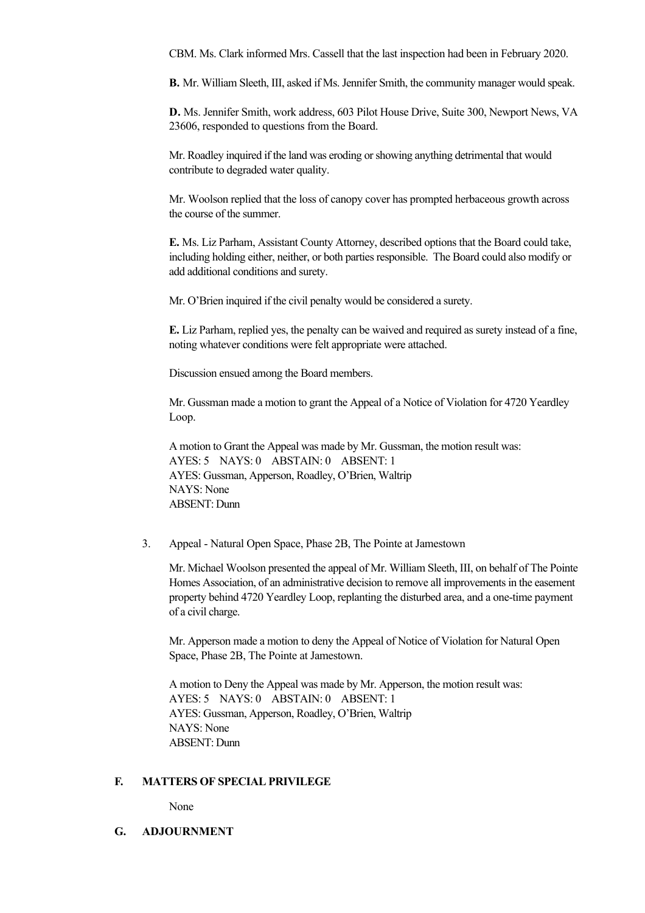CBM. Ms. Clark informed Mrs. Cassell that the last inspection had been in February 2020.

**B.** Mr. William Sleeth, III, asked if Ms. Jennifer Smith, the community manager would speak.

**D.** Ms. Jennifer Smith, work address, 603 Pilot House Drive, Suite 300, Newport News, VA 23606, responded to questions from the Board.

Mr. Roadley inquired if the land was eroding or showing anything detrimental that would contribute to degraded water quality.

Mr. Woolson replied that the loss of canopy cover has prompted herbaceous growth across the course of the summer.

**E.** Ms. Liz Parham, Assistant County Attorney, described options that the Board could take, including holding either, neither, or both parties responsible. The Board could also modify or add additional conditions and surety.

Mr. O'Brien inquired if the civil penalty would be considered a surety.

**E.** Liz Parham, replied yes, the penalty can be waived and required as surety instead of a fine, noting whatever conditions were felt appropriate were attached.

Discussion ensued among the Board members.

Mr. Gussman made a motion to grant the Appeal of a Notice of Violation for 4720 Yeardley Loop.

A motion to Grant the Appeal was made by Mr. Gussman, the motion result was:
AYES: 5 NAYS: 0 ABSTAIN: 0 ABSENT: 1
AYES: Gussman, Apperson, Roadley, O'Brien, Waltrip
NAYS: None
ABSENT: Dunn

3. Appeal - Natural Open Space, Phase 2B, The Pointe at Jamestown

Mr. Michael Woolson presented the appeal of Mr. William Sleeth, III, on behalf of The Pointe Homes Association, of an administrative decision to remove all improvements in the easement property behind 4720 Yeardley Loop, replanting the disturbed area, and a one-time payment of a civil charge.

Mr. Apperson made a motion to deny the Appeal of Notice of Violation for Natural Open Space, Phase 2B, The Pointe at Jamestown.

A motion to Deny the Appeal was made by Mr. Apperson, the motion result was:
AYES: 5 NAYS: 0 ABSTAIN: 0 ABSENT: 1
AYES: Gussman, Apperson, Roadley, O'Brien, Waltrip
NAYS: None
ABSENT: Dunn

## F. MATTERS OF SPECIAL PRIVILEGE

None

## G. ADJOURNMENT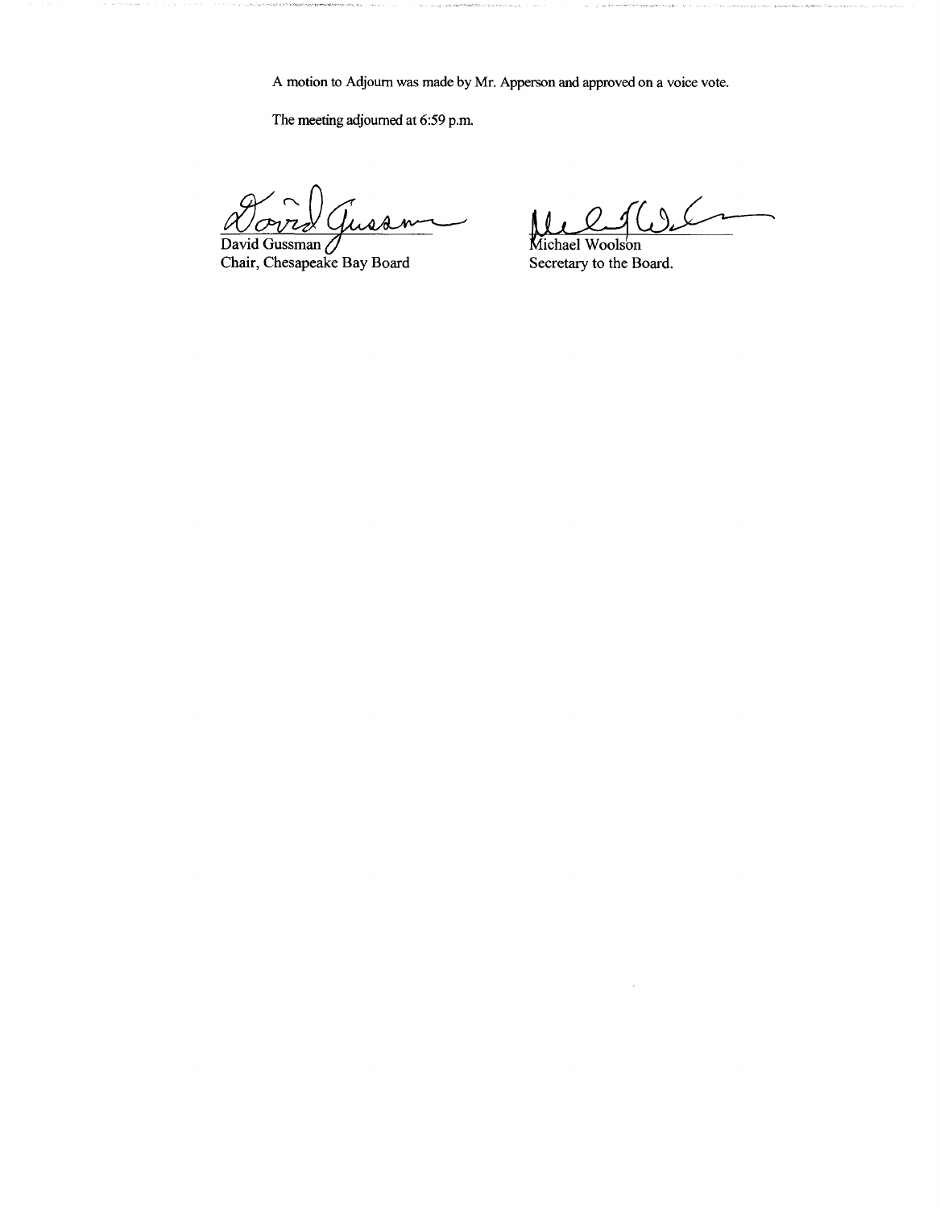A motion to Adjourn was made by Mr. Apperson and approved on a voice vote.

The meeting adjourned at 6:59 p.m.

David Gussman
Chair, Chesapeake Bay Board

Michael Woolson
Secretary to the Board.